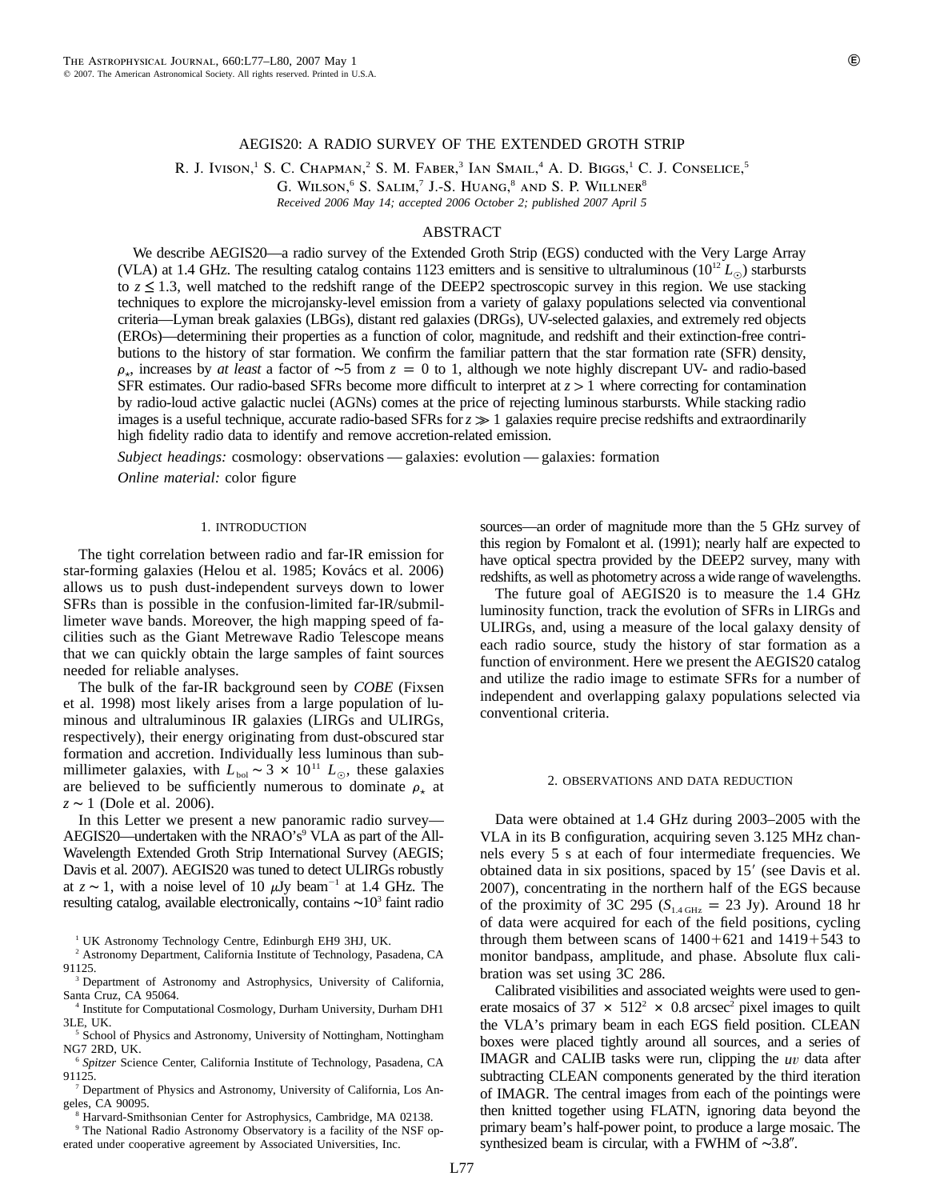# AEGIS20: A RADIO SURVEY OF THE EXTENDED GROTH STRIP

R. J. Ivison,[1] S. C. Chapman,[2] S. M. Faber,[3] Ian Smail,[4] A. D. Biggs,[1] C. J. Conselice,[5] G. Wilson,[6] S. Salim,[7] J.-S. Huang,[8] and S. P. Willner[8]

*Received 2006 May 14; accepted 2006 October 2; published 2007 April 5*

## ABSTRACT

We describe AEGIS20—a radio survey of the Extended Groth Strip (EGS) conducted with the Very Large Array (VLA) at 1.4 GHz. The resulting catalog contains 1123 emitters and is sensitive to ultraluminous ($10^{12}\,L_{\odot}$) starbursts to $z \lesssim 1.3$, well matched to the redshift range of the DEEP2 spectroscopic survey in this region. We use stacking techniques to explore the microjansky-level emission from a variety of galaxy populations selected via conventional criteria—Lyman break galaxies (LBGs), distant red galaxies (DRGs), UV-selected galaxies, and extremely red objects (EROs)—determining their properties as a function of color, magnitude, and redshift and their extinction-free contributions to the history of star formation. We confirm the familiar pattern that the star formation rate (SFR) density, $\rho_{\star}$, increases by *at least* a factor of ∼5 from $z = 0$ to 1, although we note highly discrepant UV- and radio-based SFR estimates. Our radio-based SFRs become more difficult to interpret at $z > 1$ where correcting for contamination by radio-loud active galactic nuclei (AGNs) comes at the price of rejecting luminous starbursts. While stacking radio images is a useful technique, accurate radio-based SFRs for $z \gg 1$ galaxies require precise redshifts and extraordinarily high fidelity radio data to identify and remove accretion-related emission.

*Subject headings:* cosmology: observations — galaxies: evolution — galaxies: formation

*Online material:* color figure

## 1. INTRODUCTION

The tight correlation between radio and far-IR emission for star-forming galaxies (Helou et al. 1985; Kovács et al. 2006) allows us to push dust-independent surveys down to lower SFRs than is possible in the confusion-limited far-IR/submillimeter wave bands. Moreover, the high mapping speed of facilities such as the Giant Metrewave Radio Telescope means that we can quickly obtain the large samples of faint sources needed for reliable analyses.

The bulk of the far-IR background seen by *COBE* (Fixsen et al. 1998) most likely arises from a large population of luminous and ultraluminous IR galaxies (LIRGs and ULIRGs, respectively), their energy originating from dust-obscured star formation and accretion. Individually less luminous than submillimeter galaxies, with $L_{\rm bol} \sim 3 \times 10^{11}\,L_{\odot}$, these galaxies are believed to be sufficiently numerous to dominate $\rho_{\star}$ at $z \sim 1$ (Dole et al. 2006).

In this Letter we present a new panoramic radio survey—AEGIS20—undertaken with the NRAO's[9] VLA as part of the All-Wavelength Extended Groth Strip International Survey (AEGIS; Davis et al. 2007). AEGIS20 was tuned to detect ULIRGs robustly at $z \sim 1$, with a noise level of 10 μJy beam$^{-1}$ at 1.4 GHz. The resulting catalog, available electronically, contains $\sim 10^3$ faint radio sources—an order of magnitude more than the 5 GHz survey of this region by Fomalont et al. (1991); nearly half are expected to have optical spectra provided by the DEEP2 survey, many with redshifts, as well as photometry across a wide range of wavelengths.

The future goal of AEGIS20 is to measure the 1.4 GHz luminosity function, track the evolution of SFRs in LIRGs and ULIRGs, and, using a measure of the local galaxy density of each radio source, study the history of star formation as a function of environment. Here we present the AEGIS20 catalog and utilize the radio image to estimate SFRs for a number of independent and overlapping galaxy populations selected via conventional criteria.

## 2. OBSERVATIONS AND DATA REDUCTION

Data were obtained at 1.4 GHz during 2003–2005 with the VLA in its B configuration, acquiring seven 3.125 MHz channels every 5 s at each of four intermediate frequencies. We obtained data in six positions, spaced by 15′ (see Davis et al. 2007), concentrating in the northern half of the EGS because of the proximity of 3C 295 ($S_{\rm 1.4\,GHz} = 23$ Jy). Around 18 hr of data were acquired for each of the field positions, cycling through them between scans of 1400+621 and 1419+543 to monitor bandpass, amplitude, and phase. Absolute flux calibration was set using 3C 286.

Calibrated visibilities and associated weights were used to generate mosaics of $37 \times 512^2 \times 0.8$ arcsec$^2$ pixel images to quilt the VLA's primary beam in each EGS field position. CLEAN boxes were placed tightly around all sources, and a series of IMAGR and CALIB tasks were run, clipping the *uv* data after subtracting CLEAN components generated by the third iteration of IMAGR. The central images from each of the pointings were then knitted together using FLATN, ignoring data beyond the primary beam's half-power point, to produce a large mosaic. The synthesized beam is circular, with a FWHM of ∼3.8″.

---

[1] UK Astronomy Technology Centre, Edinburgh EH9 3HJ, UK.

[2] Astronomy Department, California Institute of Technology, Pasadena, CA 91125.

[3] Department of Astronomy and Astrophysics, University of California, Santa Cruz, CA 95064.

[4] Institute for Computational Cosmology, Durham University, Durham DH1 3LE, UK.

[5] School of Physics and Astronomy, University of Nottingham, Nottingham NG7 2RD, UK.

[6] *Spitzer* Science Center, California Institute of Technology, Pasadena, CA 91125.

[7] Department of Physics and Astronomy, University of California, Los Angeles, CA 90095.

[8] Harvard-Smithsonian Center for Astrophysics, Cambridge, MA 02138.

[9] The National Radio Astronomy Observatory is a facility of the NSF operated under cooperative agreement by Associated Universities, Inc.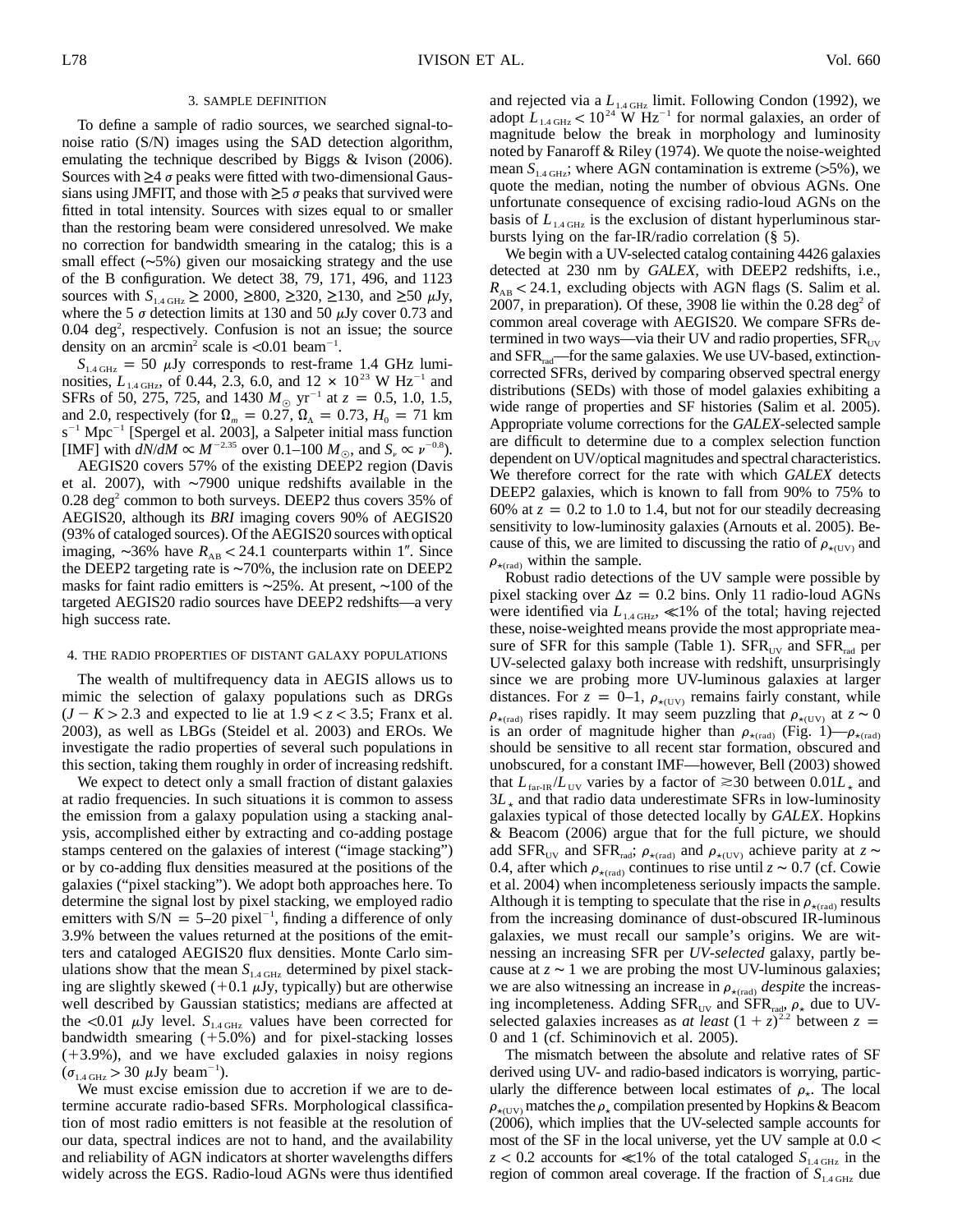## 3. SAMPLE DEFINITION

To define a sample of radio sources, we searched signal-to-noise ratio (S/N) images using the SAD detection algorithm, emulating the technique described by Biggs & Ivison (2006). Sources with $\geq 4\ \sigma$ peaks were fitted with two-dimensional Gaussians using JMFIT, and those with $\geq 5\ \sigma$ peaks that survived were fitted in total intensity. Sources with sizes equal to or smaller than the restoring beam were considered unresolved. We make no correction for bandwidth smearing in the catalog; this is a small effect ($\sim$5%) given our mosaicking strategy and the use of the B configuration. We detect 38, 79, 171, 496, and 1123 sources with $S_{1.4\,\mathrm{GHz}} \geq 2000$, $\geq 800$, $\geq 320$, $\geq 130$, and $\geq 50\ \mu$Jy, where the 5 $\sigma$ detection limits at 130 and 50 $\mu$Jy cover 0.73 and 0.04 deg$^2$, respectively. Confusion is not an issue; the source density on an arcmin$^2$ scale is $<0.01$ beam$^{-1}$.

$S_{1.4\,\mathrm{GHz}} = 50\ \mu$Jy corresponds to rest-frame 1.4 GHz luminosities, $L_{1.4\,\mathrm{GHz}}$, of 0.44, 2.3, 6.0, and $12 \times 10^{23}$ W Hz$^{-1}$ and SFRs of 50, 275, 725, and 1430 $M_{\odot}$ yr$^{-1}$ at $z = 0.5$, 1.0, 1.5, and 2.0, respectively (for $\Omega_m = 0.27$, $\Omega_\Lambda = 0.73$, $H_0 = 71$ km s$^{-1}$ Mpc$^{-1}$ [Spergel et al. 2003], a Salpeter initial mass function [IMF] with $dN/dM \propto M^{-2.35}$ over 0.1–100 $M_{\odot}$, and $S_\nu \propto \nu^{-0.8}$).

AEGIS20 covers 57% of the existing DEEP2 region (Davis et al. 2007), with $\sim$7900 unique redshifts available in the 0.28 deg$^2$ common to both surveys. DEEP2 thus covers 35% of AEGIS20, although its *BRI* imaging covers 90% of AEGIS20 (93% of cataloged sources). Of the AEGIS20 sources with optical imaging, $\sim$36% have $R_{\mathrm{AB}} < 24.1$ counterparts within 1″. Since the DEEP2 targeting rate is $\sim$70%, the inclusion rate on DEEP2 masks for faint radio emitters is $\sim$25%. At present, $\sim$100 of the targeted AEGIS20 radio sources have DEEP2 redshifts—a very high success rate.

## 4. THE RADIO PROPERTIES OF DISTANT GALAXY POPULATIONS

The wealth of multifrequency data in AEGIS allows us to mimic the selection of galaxy populations such as DRGs ($J - K > 2.3$ and expected to lie at $1.9 < z < 3.5$; Franx et al. 2003), as well as LBGs (Steidel et al. 2003) and EROs. We investigate the radio properties of several such populations in this section, taking them roughly in order of increasing redshift.

We expect to detect only a small fraction of distant galaxies at radio frequencies. In such situations it is common to assess the emission from a galaxy population using a stacking analysis, accomplished either by extracting and co-adding postage stamps centered on the galaxies of interest ("image stacking") or by co-adding flux densities measured at the positions of the galaxies ("pixel stacking"). We adopt both approaches here. To determine the signal lost by pixel stacking, we employed radio emitters with S/N = 5–20 pixel$^{-1}$, finding a difference of only 3.9% between the values returned at the positions of the emitters and cataloged AEGIS20 flux densities. Monte Carlo simulations show that the mean $S_{1.4\,\mathrm{GHz}}$ determined by pixel stacking are slightly skewed (+0.1 $\mu$Jy, typically) but are otherwise well described by Gaussian statistics; medians are affected at the $<0.01\ \mu$Jy level. $S_{1.4\,\mathrm{GHz}}$ values have been corrected for bandwidth smearing (+5.0%) and for pixel-stacking losses (+3.9%), and we have excluded galaxies in noisy regions ($\sigma_{1.4\,\mathrm{GHz}} > 30\ \mu$Jy beam$^{-1}$).

We must excise emission due to accretion if we are to determine accurate radio-based SFRs. Morphological classification of most radio emitters is not feasible at the resolution of our data, spectral indices are not to hand, and the availability and reliability of AGN indicators at shorter wavelengths differs widely across the EGS. Radio-loud AGNs were thus identified and rejected via a $L_{1.4\,\mathrm{GHz}}$ limit. Following Condon (1992), we adopt $L_{1.4\,\mathrm{GHz}} < 10^{24}$ W Hz$^{-1}$ for normal galaxies, an order of magnitude below the break in morphology and luminosity noted by Fanaroff & Riley (1974). We quote the noise-weighted mean $S_{1.4\,\mathrm{GHz}}$; where AGN contamination is extreme (>5%), we quote the median, noting the number of obvious AGNs. One unfortunate consequence of excising radio-loud AGNs on the basis of $L_{1.4\,\mathrm{GHz}}$ is the exclusion of distant hyperluminous starbursts lying on the far-IR/radio correlation (§ 5).

We begin with a UV-selected catalog containing 4426 galaxies detected at 230 nm by *GALEX*, with DEEP2 redshifts, i.e., $R_{\mathrm{AB}} < 24.1$, excluding objects with AGN flags (S. Salim et al. 2007, in preparation). Of these, 3908 lie within the 0.28 deg$^2$ of common areal coverage with AEGIS20. We compare SFRs determined in two ways—via their UV and radio properties, $\mathrm{SFR_{UV}}$ and $\mathrm{SFR_{rad}}$—for the same galaxies. We use UV-based, extinction-corrected SFRs, derived by comparing observed spectral energy distributions (SEDs) with those of model galaxies exhibiting a wide range of properties and SF histories (Salim et al. 2005). Appropriate volume corrections for the *GALEX*-selected sample are difficult to determine due to a complex selection function dependent on UV/optical magnitudes and spectral characteristics. We therefore correct for the rate with which *GALEX* detects DEEP2 galaxies, which is known to fall from 90% to 75% to 60% at $z = 0.2$ to 1.0 to 1.4, but not for our steadily decreasing sensitivity to low-luminosity galaxies (Arnouts et al. 2005). Because of this, we are limited to discussing the ratio of $\rho_{\star(\mathrm{UV})}$ and $\rho_{\star(\mathrm{rad})}$ within the sample.

Robust radio detections of the UV sample were possible by pixel stacking over $\Delta z = 0.2$ bins. Only 11 radio-loud AGNs were identified via $L_{1.4\,\mathrm{GHz}}$, $\ll$1% of the total; having rejected these, noise-weighted means provide the most appropriate measure of SFR for this sample (Table 1). $\mathrm{SFR_{UV}}$ and $\mathrm{SFR_{rad}}$ per UV-selected galaxy both increase with redshift, unsurprisingly since we are probing more UV-luminous galaxies at larger distances. For $z = 0$–1, $\rho_{\star(\mathrm{UV})}$ remains fairly constant, while $\rho_{\star(\mathrm{rad})}$ rises rapidly. It may seem puzzling that $\rho_{\star(\mathrm{UV})}$ at $z \sim 0$ is an order of magnitude higher than $\rho_{\star(\mathrm{rad})}$ (Fig. 1)—$\rho_{\star(\mathrm{rad})}$ should be sensitive to all recent star formation, obscured and unobscured, for a constant IMF—however, Bell (2003) showed that $L_{\mathrm{far\text{-}IR}}/L_{\mathrm{UV}}$ varies by a factor of $\gtrsim$30 between $0.01L_\star$ and $3L_\star$ and that radio data underestimate SFRs in low-luminosity galaxies typical of those detected locally by *GALEX*. Hopkins & Beacom (2006) argue that for the full picture, we should add $\mathrm{SFR_{UV}}$ and $\mathrm{SFR_{rad}}$; $\rho_{\star(\mathrm{rad})}$ and $\rho_{\star(\mathrm{UV})}$ achieve parity at $z \sim 0.4$, after which $\rho_{\star(\mathrm{rad})}$ continues to rise until $z \sim 0.7$ (cf. Cowie et al. 2004) when incompleteness seriously impacts the sample. Although it is tempting to speculate that the rise in $\rho_{\star(\mathrm{rad})}$ results from the increasing dominance of dust-obscured IR-luminous galaxies, we must recall our sample's origins. We are witnessing an increasing SFR per *UV-selected* galaxy, partly because at $z \sim 1$ we are probing the most UV-luminous galaxies; we are also witnessing an increase in $\rho_{\star(\mathrm{rad})}$ *despite* the increasing incompleteness. Adding $\mathrm{SFR_{UV}}$ and $\mathrm{SFR_{rad}}$, $\rho_\star$ due to UV-selected galaxies increases as *at least* $(1 + z)^{2.2}$ between $z = 0$ and 1 (cf. Schiminovich et al. 2005).

The mismatch between the absolute and relative rates of SF derived using UV- and radio-based indicators is worrying, particularly the difference between local estimates of $\rho_\star$. The local $\rho_{\star(\mathrm{UV})}$ matches the $\rho_\star$ compilation presented by Hopkins & Beacom (2006), which implies that the UV-selected sample accounts for most of the SF in the local universe, yet the UV sample at $0.0 < z < 0.2$ accounts for $\ll$1% of the total cataloged $S_{1.4\,\mathrm{GHz}}$ in the region of common areal coverage. If the fraction of $S_{1.4\,\mathrm{GHz}}$ due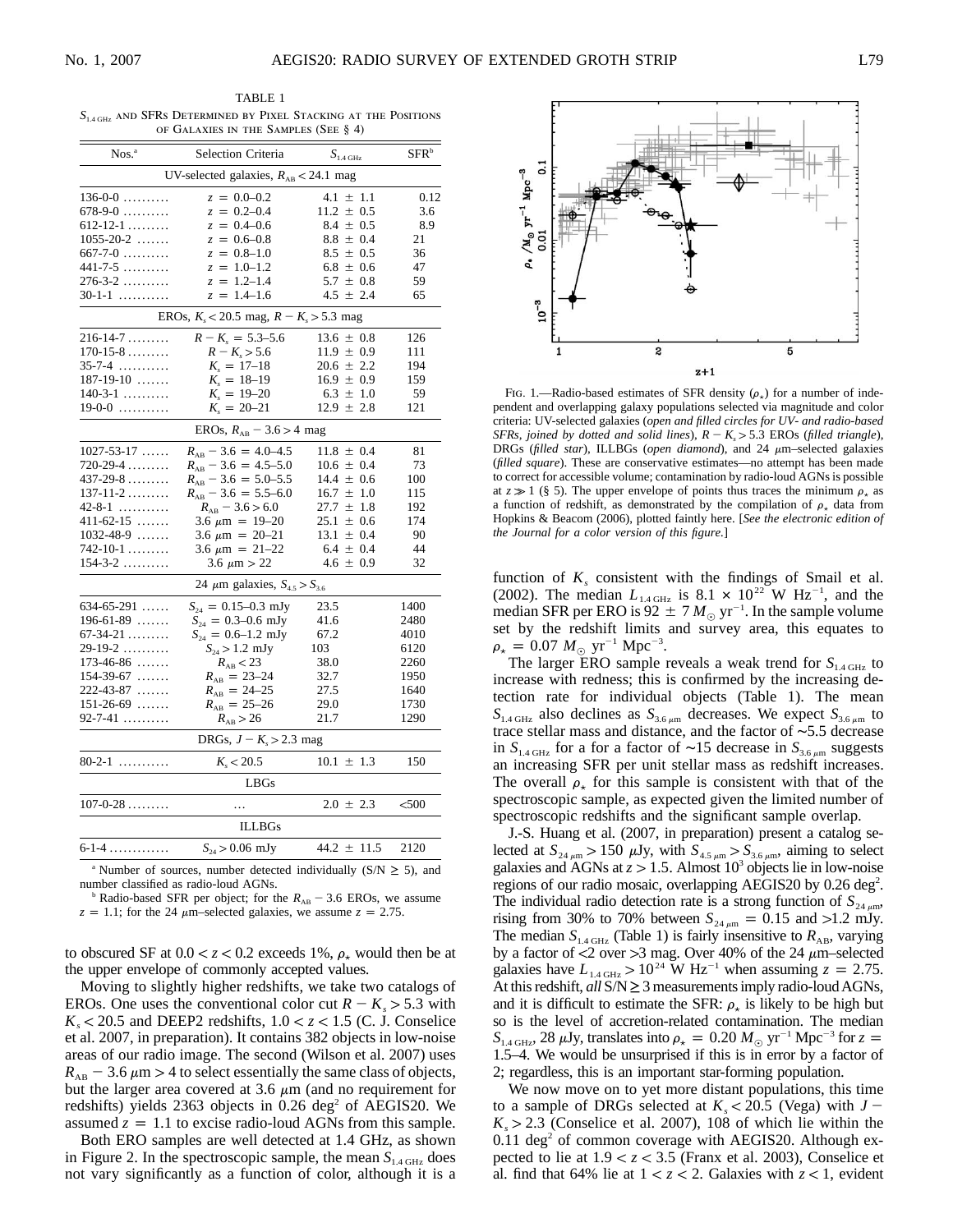TABLE 1

$S_{1.4\,\mathrm{GHz}}$ AND SFRS DETERMINED BY PIXEL STACKING AT THE POSITIONS OF GALAXIES IN THE SAMPLES (SEE § 4)

| Nos.[a] | Selection Criteria | $S_{1.4\,\mathrm{GHz}}$ | SFR[b] |
|---|---|---|---|
| UV-selected galaxies, $R_{AB} < 24.1$ mag | | | |
| 136-0-0 .......... | $z = 0.0$–$0.2$ | 4.1 ± 1.1 | 0.12 |
| 678-9-0 .......... | $z = 0.2$–$0.4$ | 11.2 ± 0.5 | 3.6 |
| 612-12-1 ......... | $z = 0.4$–$0.6$ | 8.4 ± 0.5 | 8.9 |
| 1055-20-2 ....... | $z = 0.6$–$0.8$ | 8.8 ± 0.4 | 21 |
| 667-7-0 .......... | $z = 0.8$–$1.0$ | 8.5 ± 0.5 | 36 |
| 441-7-5 .......... | $z = 1.0$–$1.2$ | 6.8 ± 0.6 | 47 |
| 276-3-2 .......... | $z = 1.2$–$1.4$ | 5.7 ± 0.8 | 59 |
| 30-1-1 ........... | $z = 1.4$–$1.6$ | 4.5 ± 2.4 | 65 |
| EROs, $K_s < 20.5$ mag, $R - K_s > 5.3$ mag | | | |
| 216-14-7 ......... | $R - K_s = 5.3$–$5.6$ | 13.6 ± 0.8 | 126 |
| 170-15-8 ......... | $R - K_s > 5.6$ | 11.9 ± 0.9 | 111 |
| 35-7-4 ........... | $K_s = 17$–$18$ | 20.6 ± 2.2 | 194 |
| 187-19-10 ....... | $K_s = 18$–$19$ | 16.9 ± 0.9 | 159 |
| 140-3-1 .......... | $K_s = 19$–$20$ | 6.3 ± 1.0 | 59 |
| 19-0-0 ........... | $K_s = 20$–$21$ | 12.9 ± 2.8 | 121 |
| EROs, $R_{AB} - 3.6 > 4$ mag | | | |
| 1027-53-17 ...... | $R_{AB} - 3.6 = 4.0$–$4.5$ | 11.8 ± 0.4 | 81 |
| 720-29-4 ......... | $R_{AB} - 3.6 = 4.5$–$5.0$ | 10.6 ± 0.4 | 73 |
| 437-29-8 ......... | $R_{AB} - 3.6 = 5.0$–$5.5$ | 14.4 ± 0.6 | 100 |
| 137-11-2 ......... | $R_{AB} - 3.6 = 5.5$–$6.0$ | 16.7 ± 1.0 | 115 |
| 42-8-1 ........... | $R_{AB} - 3.6 > 6.0$ | 27.7 ± 1.8 | 192 |
| 411-62-15 ....... | 3.6 μm = 19–20 | 25.1 ± 0.6 | 174 |
| 1032-48-9 ....... | 3.6 μm = 20–21 | 13.1 ± 0.4 | 90 |
| 742-10-1 ......... | 3.6 μm = 21–22 | 6.4 ± 0.4 | 44 |
| 154-3-2 .......... | 3.6 μm > 22 | 4.6 ± 0.9 | 32 |
| 24 μm galaxies, $S_{4.5} > S_{3.6}$ | | | |
| 634-65-291 ...... | $S_{24} = 0.15$–$0.3$ mJy | 23.5 | 1400 |
| 196-61-89 ....... | $S_{24} = 0.3$–$0.6$ mJy | 41.6 | 2480 |
| 67-34-21 ......... | $S_{24} = 0.6$–$1.2$ mJy | 67.2 | 4010 |
| 29-19-2 .......... | $S_{24} > 1.2$ mJy | 103 | 6120 |
| 173-46-86 ....... | $R_{AB} < 23$ | 38.0 | 2260 |
| 154-39-67 ....... | $R_{AB} = 23$–$24$ | 32.7 | 1950 |
| 222-43-87 ....... | $R_{AB} = 24$–$25$ | 27.5 | 1640 |
| 151-26-69 ....... | $R_{AB} = 25$–$26$ | 29.0 | 1730 |
| 92-7-41 .......... | $R_{AB} > 26$ | 21.7 | 1290 |
| DRGs, $J - K_s > 2.3$ mag | | | |
| 80-2-1 ........... | $K_s < 20.5$ | 10.1 ± 1.3 | 150 |
| LBGs | | | |
| 107-0-28 ......... | ... | 2.0 ± 2.3 | <500 |
| ILLBGs | | | |
| 6-1-4 ............. | $S_{24} > 0.06$ mJy | 44.2 ± 11.5 | 2120 |

[a] Number of sources, number detected individually (S/N ≥ 5), and number classified as radio-loud AGNs.

[b] Radio-based SFR per object; for the $R_{AB} - 3.6$ EROs, we assume $z = 1.1$; for the 24 μm–selected galaxies, we assume $z = 2.75$.

to obscured SF at $0.0 < z < 0.2$ exceeds 1%, $\rho_\star$ would then be at the upper envelope of commonly accepted values.

Moving to slightly higher redshifts, we take two catalogs of EROs. One uses the conventional color cut $R - K_s > 5.3$ with $K_s < 20.5$ and DEEP2 redshifts, $1.0 < z < 1.5$ (C. J. Conselice et al. 2007, in preparation). It contains 382 objects in low-noise areas of our radio image. The second (Wilson et al. 2007) uses $R_{AB} - 3.6\,\mu$m $> 4$ to select essentially the same class of objects, but the larger area covered at 3.6 μm (and no requirement for redshifts) yields 2363 objects in 0.26 deg$^2$ of AEGIS20. We assumed $z = 1.1$ to excise radio-loud AGNs from this sample.

Both ERO samples are well detected at 1.4 GHz, as shown in Figure 2. In the spectroscopic sample, the mean $S_{1.4\,\mathrm{GHz}}$ does not vary significantly as a function of color, although it is a function of $K_s$ consistent with the findings of Smail et al. (2002). The median $L_{1.4\,\mathrm{GHz}}$ is $8.1 \times 10^{22}$ W Hz$^{-1}$, and the median SFR per ERO is $92 \pm 7\,M_\odot$ yr$^{-1}$. In the sample volume set by the redshift limits and survey area, this equates to $\rho_\star = 0.07\,M_\odot$ yr$^{-1}$ Mpc$^{-3}$.

FIG. 1.—Radio-based estimates of SFR density ($\rho_\star$) for a number of independent and overlapping galaxy populations selected via magnitude and color criteria: UV-selected galaxies (*open and filled circles for UV- and radio-based SFRs, joined by dotted and solid lines*), $R - K_s > 5.3$ EROs (*filled triangle*), DRGs (*filled star*), ILLBGs (*open diamond*), and 24 μm–selected galaxies (*filled square*). These are conservative estimates—no attempt has been made to correct for accessible volume; contamination by radio-loud AGNs is possible at $z \gg 1$ (§ 5). The upper envelope of points thus traces the minimum $\rho_\star$ as a function of redshift, as demonstrated by the compilation of $\rho_\star$ data from Hopkins & Beacom (2006), plotted faintly here. [*See the electronic edition of the Journal for a color version of this figure.*]

The larger ERO sample reveals a weak trend for $S_{1.4\,\mathrm{GHz}}$ to increase with redness; this is confirmed by the increasing detection rate for individual objects (Table 1). The mean $S_{1.4\,\mathrm{GHz}}$ also declines as $S_{3.6\,\mu\mathrm{m}}$ decreases. We expect $S_{3.6\,\mu\mathrm{m}}$ to trace stellar mass and distance, and the factor of ∼5.5 decrease in $S_{1.4\,\mathrm{GHz}}$ for a for a factor of ∼15 decrease in $S_{3.6\,\mu\mathrm{m}}$ suggests an increasing SFR per unit stellar mass as redshift increases. The overall $\rho_\star$ for this sample is consistent with that of the spectroscopic sample, as expected given the limited number of spectroscopic redshifts and the significant sample overlap.

J.-S. Huang et al. (2007, in preparation) present a catalog selected at $S_{24\,\mu\mathrm{m}} > 150$ μJy, with $S_{4.5\,\mu\mathrm{m}} > S_{3.6\,\mu\mathrm{m}}$, aiming to select galaxies and AGNs at $z > 1.5$. Almost $10^3$ objects lie in low-noise regions of our radio mosaic, overlapping AEGIS20 by 0.26 deg$^2$. The individual radio detection rate is a strong function of $S_{24\,\mu\mathrm{m}}$, rising from 30% to 70% between $S_{24\,\mu\mathrm{m}} = 0.15$ and >1.2 mJy. The median $S_{1.4\,\mathrm{GHz}}$ (Table 1) is fairly insensitive to $R_{AB}$, varying by a factor of <2 over >3 mag. Over 40% of the 24 μm–selected galaxies have $L_{1.4\,\mathrm{GHz}} > 10^{24}$ W Hz$^{-1}$ when assuming $z = 2.75$. At this redshift, *all* S/N ≥ 3 measurements imply radio-loud AGNs, and it is difficult to estimate the SFR: $\rho_\star$ is likely to be high but so is the level of accretion-related contamination. The median $S_{1.4\,\mathrm{GHz}}$, 28 μJy, translates into $\rho_\star = 0.20\,M_\odot$ yr$^{-1}$ Mpc$^{-3}$ for $z =$ 1.5–4. We would be unsurprised if this is in error by a factor of 2; regardless, this is an important star-forming population.

We now move on to yet more distant populations, this time to a sample of DRGs selected at $K_s < 20.5$ (Vega) with $J - K_s > 2.3$ (Conselice et al. 2007), 108 of which lie within the 0.11 deg$^2$ of common coverage with AEGIS20. Although expected to lie at $1.9 < z < 3.5$ (Franx et al. 2003), Conselice et al. find that 64% lie at $1 < z < 2$. Galaxies with $z < 1$, evident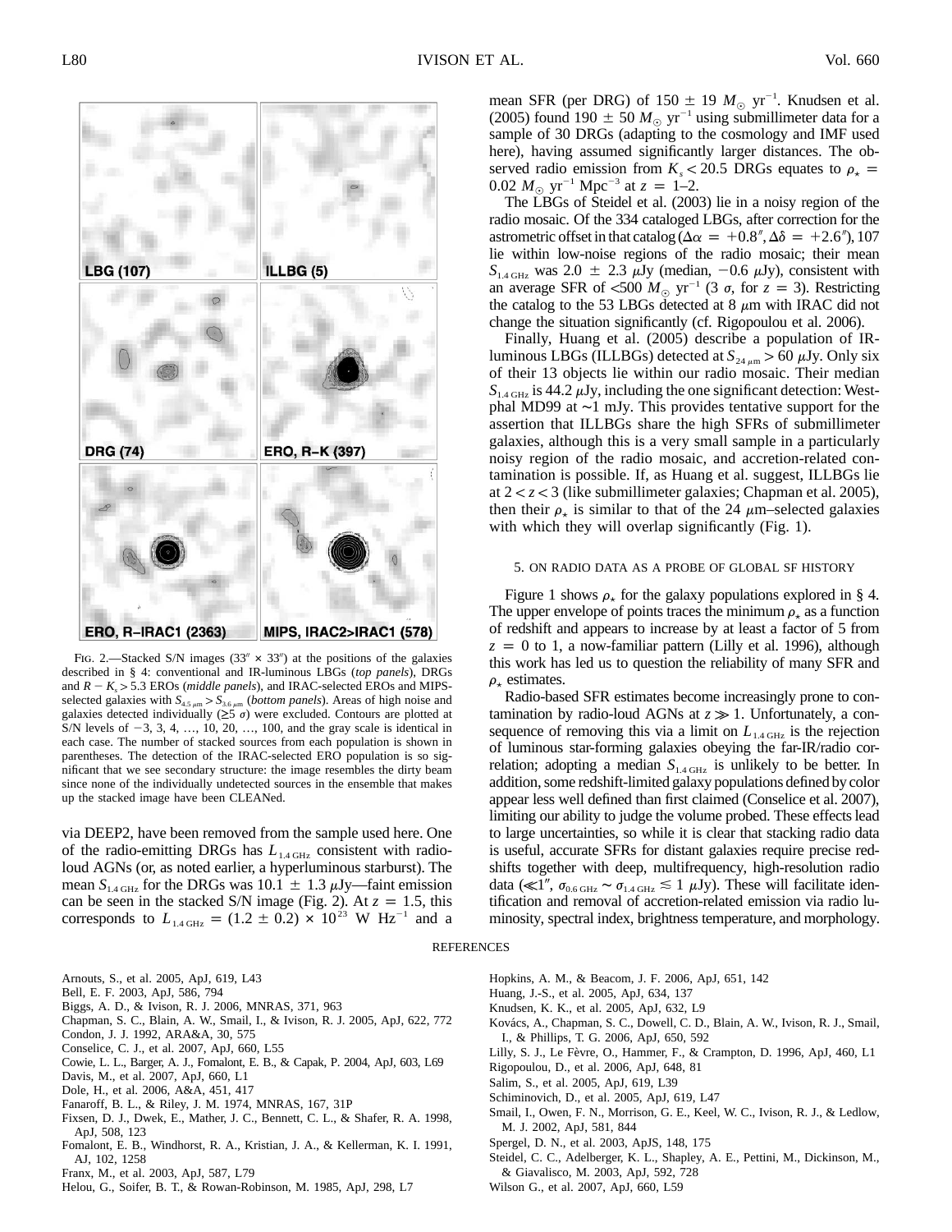Fig. 2.—Stacked S/N images (33″ × 33″) at the positions of the galaxies described in § 4: conventional and IR-luminous LBGs (*top panels*), DRGs and $R - K_s > 5.3$ EROs (*middle panels*), and IRAC-selected EROs and MIPS-selected galaxies with $S_{4.5\,\mu m} > S_{3.6\,\mu m}$ (*bottom panels*). Areas of high noise and galaxies detected individually (≳5 σ) were excluded. Contours are plotted at S/N levels of −3, 3, 4, …, 10, 20, …, 100, and the gray scale is identical in each case. The number of stacked sources from each population is shown in parentheses. The detection of the IRAC-selected ERO population is so significant that we see secondary structure: the image resembles the dirty beam since none of the individually undetected sources in the ensemble that makes up the stacked image have been CLEANed.

LBG (107)

ILLBG (5)

DRG (74)

ERO, R−K (397)

ERO, R−IRAC1 (2363)

MIPS, IRAC2>IRAC1 (578)

via DEEP2, have been removed from the sample used here. One of the radio-emitting DRGs has $L_{1.4\,\mathrm{GHz}}$ consistent with radio-loud AGNs (or, as noted earlier, a hyperluminous starburst). The mean $S_{1.4\,\mathrm{GHz}}$ for the DRGs was $10.1 \pm 1.3$ μJy—faint emission can be seen in the stacked S/N image (Fig. 2). At $z = 1.5$, this corresponds to $L_{1.4\,\mathrm{GHz}} = (1.2 \pm 0.2) \times 10^{23}$ W Hz$^{-1}$ and a mean SFR (per DRG) of $150 \pm 19$ $M_\odot$ yr$^{-1}$. Knudsen et al. (2005) found $190 \pm 50$ $M_\odot$ yr$^{-1}$ using submillimeter data for a sample of 30 DRGs (adapting to the cosmology and IMF used here), having assumed significantly larger distances. The observed radio emission from $K_s < 20.5$ DRGs equates to $\rho_\star = 0.02$ $M_\odot$ yr$^{-1}$ Mpc$^{-3}$ at $z = 1$–2.

The LBGs of Steidel et al. (2003) lie in a noisy region of the radio mosaic. Of the 334 cataloged LBGs, after correction for the astrometric offset in that catalog ($\Delta\alpha = +0.8''$, $\Delta\delta = +2.6''$), 107 lie within low-noise regions of the radio mosaic; their mean $S_{1.4\,\mathrm{GHz}}$ was $2.0 \pm 2.3$ μJy (median, −0.6 μJy), consistent with an average SFR of <500 $M_\odot$ yr$^{-1}$ (3 σ, for $z = 3$). Restricting the catalog to the 53 LBGs detected at 8 μm with IRAC did not change the situation significantly (cf. Rigopoulou et al. 2006).

Finally, Huang et al. (2005) describe a population of IR-luminous LBGs (ILLBGs) detected at $S_{24\,\mu m} > 60$ μJy. Only six of their 13 objects lie within our radio mosaic. Their median $S_{1.4\,\mathrm{GHz}}$ is 44.2 μJy, including the one significant detection: Westphal MD99 at ∼1 mJy. This provides tentative support for the assertion that ILLBGs share the high SFRs of submillimeter galaxies, although this is a very small sample in a particularly noisy region of the radio mosaic, and accretion-related contamination is possible. If, as Huang et al. suggest, ILLBGs lie at $2 < z < 3$ (like submillimeter galaxies; Chapman et al. 2005), then their $\rho_\star$ is similar to that of the 24 μm–selected galaxies with which they will overlap significantly (Fig. 1).

## 5. ON RADIO DATA AS A PROBE OF GLOBAL SF HISTORY

Figure 1 shows $\rho_\star$ for the galaxy populations explored in § 4. The upper envelope of points traces the minimum $\rho_\star$ as a function of redshift and appears to increase by at least a factor of 5 from $z = 0$ to 1, a now-familiar pattern (Lilly et al. 1996), although this work has led us to question the reliability of many SFR and $\rho_\star$ estimates.

Radio-based SFR estimates become increasingly prone to contamination by radio-loud AGNs at $z \gg 1$. Unfortunately, a consequence of removing this via a limit on $L_{1.4\,\mathrm{GHz}}$ is the rejection of luminous star-forming galaxies obeying the far-IR/radio correlation; adopting a median $S_{1.4\,\mathrm{GHz}}$ is unlikely to be better. In addition, some redshift-limited galaxy populations defined by color appear less well defined than first claimed (Conselice et al. 2007), limiting our ability to judge the volume probed. These effects lead to large uncertainties, so while it is clear that stacking radio data is useful, accurate SFRs for distant galaxies require precise redshifts together with deep, multifrequency, high-resolution radio data ($\ll 1''$, $\sigma_{0.6\,\mathrm{GHz}} \sim \sigma_{1.4\,\mathrm{GHz}} \lesssim 1$ μJy). These will facilitate identification and removal of accretion-related emission via radio luminosity, spectral index, brightness temperature, and morphology.

## REFERENCES

Arnouts, S., et al. 2005, ApJ, 619, L43
Bell, E. F. 2003, ApJ, 586, 794
Biggs, A. D., & Ivison, R. J. 2006, MNRAS, 371, 963
Chapman, S. C., Blain, A. W., Smail, I., & Ivison, R. J. 2005, ApJ, 622, 772
Condon, J. J. 1992, ARA&A, 30, 575
Conselice, C. J., et al. 2007, ApJ, 660, L55
Cowie, L. L., Barger, A. J., Fomalont, E. B., & Capak, P. 2004, ApJ, 603, L69
Davis, M., et al. 2007, ApJ, 660, L1
Dole, H., et al. 2006, A&A, 451, 417
Fanaroff, B. L., & Riley, J. M. 1974, MNRAS, 167, 31P
Fixsen, D. J., Dwek, E., Mather, J. C., Bennett, C. L., & Shafer, R. A. 1998, ApJ, 508, 123
Fomalont, E. B., Windhorst, R. A., Kristian, J. A., & Kellerman, K. I. 1991, AJ, 102, 1258
Franx, M., et al. 2003, ApJ, 587, L79
Helou, G., Soifer, B. T., & Rowan-Robinson, M. 1985, ApJ, 298, L7
Hopkins, A. M., & Beacom, J. F. 2006, ApJ, 651, 142
Huang, J.-S., et al. 2005, ApJ, 634, 137
Knudsen, K. K., et al. 2005, ApJ, 632, L9
Kovács, A., Chapman, S. C., Dowell, C. D., Blain, A. W., Ivison, R. J., Smail, I., & Phillips, T. G. 2006, ApJ, 650, 592
Lilly, S. J., Le Fèvre, O., Hammer, F., & Crampton, D. 1996, ApJ, 460, L1
Rigopoulou, D., et al. 2006, ApJ, 648, 81
Salim, S., et al. 2005, ApJ, 619, L39
Schiminovich, D., et al. 2005, ApJ, 619, L47
Smail, I., Owen, F. N., Morrison, G. E., Keel, W. C., Ivison, R. J., & Ledlow, M. J. 2002, ApJ, 581, 844
Spergel, D. N., et al. 2003, ApJS, 148, 175
Steidel, C. C., Adelberger, K. L., Shapley, A. E., Pettini, M., Dickinson, M., & Giavalisco, M. 2003, ApJ, 592, 728
Wilson G., et al. 2007, ApJ, 660, L59